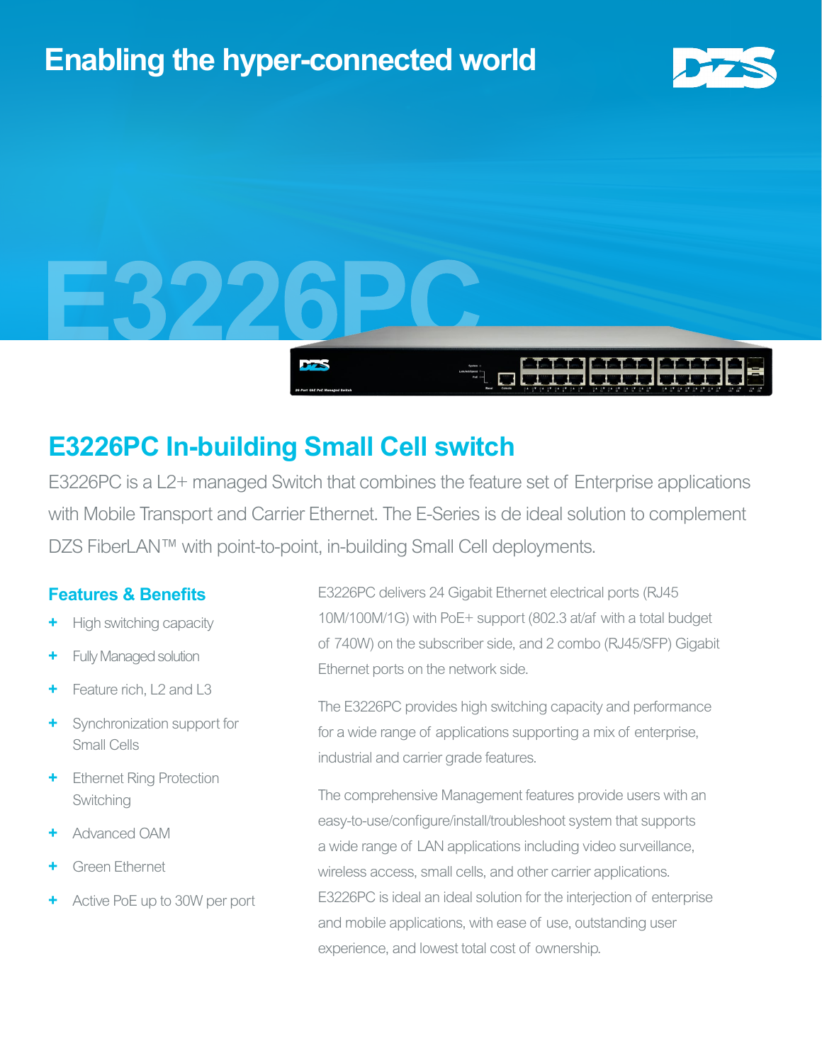# Enabling the hyper-connected world

E3226PC

## E3226PC In-building Small Cell switch

E3226PC is a L2+ managed Switch that combines the feature set of Enterprise applications with Mobile Transport and Carrier Ethernet. The E-Series is de ideal solution to complement DZS FiberLAN™ with point-to-point, in-building Small Cell deployments.

### Features & Benefits

- High switching capacity
- Fully Managed solution
- Feature rich, L2 and L3
- Synchronization support for Small Cells
- Ethernet Ring Protection Switching
- Advanced OAM
- Green Ethernet
- Active PoE up to 30W per port

E3226PC delivers 24 Gigabit Ethernet electrical ports (RJ45 10M/100M/1G) with PoE+ support (802.3 at/af with a total budget of 740W) on the subscriber side, and 2 combo (RJ45/SFP) Gigabit Ethernet ports on the network side.

The E3226PC provides high switching capacity and performance for a wide range of applications supporting a mix of enterprise, industrial and carrier grade features.

The comprehensive Management features provide users with an easy-to-use/configure/install/troubleshoot system that supports a wide range of LAN applications including video surveillance, wireless access, small cells, and other carrier applications. E3226PC is ideal an ideal solution for the interjection of enterprise and mobile applications, with ease of use, outstanding user experience, and lowest total cost of ownership.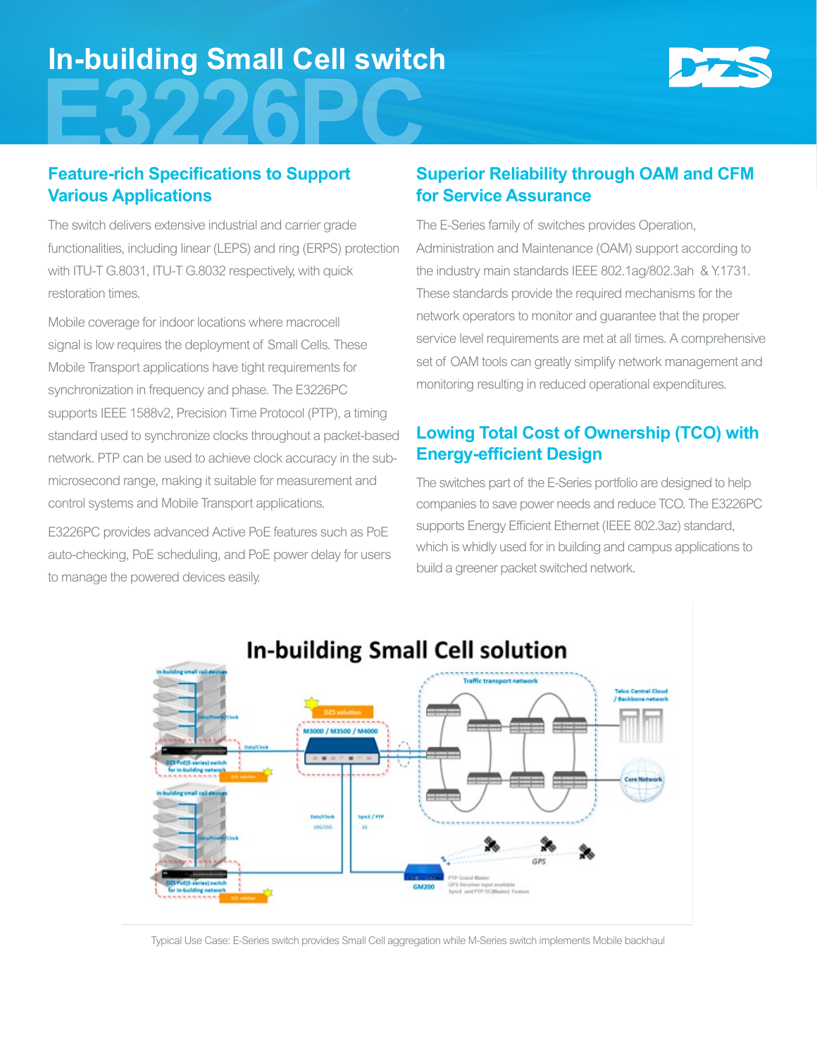# In-building Small Cell switch E3226PC

## Feature-rich Specifications to Support Various Applications

The switch delivers extensive industrial and carrier grade functionalities, including linear (LEPS) and ring (ERPS) protection with ITU-T G.8031, ITU-T G.8032 respectively, with quick restoration times.

Mobile coverage for indoor locations where macrocell signal is low requires the deployment of Small Cells. These Mobile Transport applications have tight requirements for synchronization in frequency and phase. The E3226PC supports IEEE 1588v2, Precision Time Protocol (PTP), a timing standard used to synchronize clocks throughout a packet-based network. PTP can be used to achieve clock accuracy in the sub-microsecond range, making it suitable for measurement and control systems and Mobile Transport applications.

E3226PC provides advanced Active PoE features such as PoE auto-checking, PoE scheduling, and PoE power delay for users to manage the powered devices easily.

## Superior Reliability through OAM and CFM for Service Assurance

The E-Series family of switches provides Operation, Administration and Maintenance (OAM) support according to the industry main standards IEEE 802.1ag/802.3ah & Y.1731. These standards provide the required mechanisms for the network operators to monitor and guarantee that the proper service level requirements are met at all times. A comprehensive set of OAM tools can greatly simplify network management and monitoring resulting in reduced operational expenditures.

## Lowing Total Cost of Ownership (TCO) with Energy-efficient Design

The switches part of the E-Series portfolio are designed to help companies to save power needs and reduce TCO. The E3226PC supports Energy Efficient Ethernet (IEEE 802.3az) standard, which is whidly used for in building and campus applications to build a greener packet switched network.

Typical Use Case: E-Series switch provides Small Cell aggregation while M-Series switch implements Mobile backhaul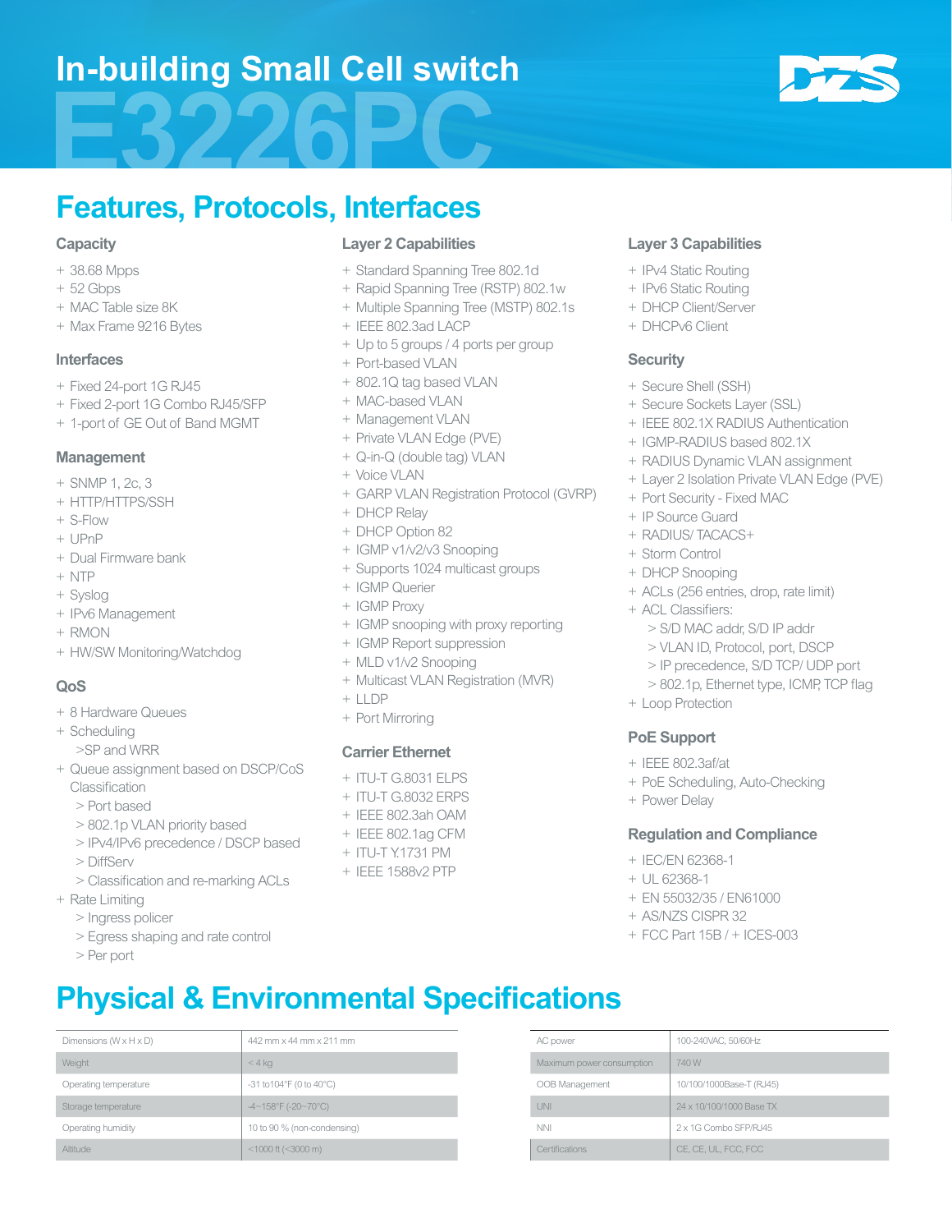# In-building Small Cell switch

# E3226PC

## Features, Protocols, Interfaces

### Capacity

+ 38.68 Mpps
+ 52 Gbps
+ MAC Table size 8K
+ Max Frame 9216 Bytes

### Interfaces

+ Fixed 24-port 1G RJ45
+ Fixed 2-port 1G Combo RJ45/SFP
+ 1-port of GE Out of Band MGMT

### Management

+ SNMP 1, 2c, 3
+ HTTP/HTTPS/SSH
+ S-Flow
+ UPnP
+ Dual Firmware bank
+ NTP
+ Syslog
+ IPv6 Management
+ RMON
+ HW/SW Monitoring/Watchdog

### QoS

+ 8 Hardware Queues
+ Scheduling
  >SP and WRR
+ Queue assignment based on DSCP/CoS Classification
  > Port based
  > 802.1p VLAN priority based
  > IPv4/IPv6 precedence / DSCP based
  > DiffServ
  > Classification and re-marking ACLs
+ Rate Limiting
  > Ingress policer
  > Egress shaping and rate control
  > Per port

### Layer 2 Capabilities

+ Standard Spanning Tree 802.1d
+ Rapid Spanning Tree (RSTP) 802.1w
+ Multiple Spanning Tree (MSTP) 802.1s
+ IEEE 802.3ad LACP
+ Up to 5 groups / 4 ports per group
+ Port-based VLAN
+ 802.1Q tag based VLAN
+ MAC-based VLAN
+ Management VLAN
+ Private VLAN Edge (PVE)
+ Q-in-Q (double tag) VLAN
+ Voice VLAN
+ GARP VLAN Registration Protocol (GVRP)
+ DHCP Relay
+ DHCP Option 82
+ IGMP v1/v2/v3 Snooping
+ Supports 1024 multicast groups
+ IGMP Querier
+ IGMP Proxy
+ IGMP snooping with proxy reporting
+ IGMP Report suppression
+ MLD v1/v2 Snooping
+ Multicast VLAN Registration (MVR)
+ LLDP
+ Port Mirroring

### Carrier Ethernet

+ ITU-T G.8031 ELPS
+ ITU-T G.8032 ERPS
+ IEEE 802.3ah OAM
+ IEEE 802.1ag CFM
+ ITU-T Y.1731 PM
+ IEEE 1588v2 PTP

### Layer 3 Capabilities

+ IPv4 Static Routing
+ IPv6 Static Routing
+ DHCP Client/Server
+ DHCPv6 Client

### Security

+ Secure Shell (SSH)
+ Secure Sockets Layer (SSL)
+ IEEE 802.1X RADIUS Authentication
+ IGMP-RADIUS based 802.1X
+ RADIUS Dynamic VLAN assignment
+ Layer 2 Isolation Private VLAN Edge (PVE)
+ Port Security - Fixed MAC
+ IP Source Guard
+ RADIUS/ TACACS+
+ Storm Control
+ DHCP Snooping
+ ACLs (256 entries, drop, rate limit)
+ ACL Classifiers:
  > S/D MAC addr, S/D IP addr
  > VLAN ID, Protocol, port, DSCP
  > IP precedence, S/D TCP/ UDP port
  > 802.1p, Ethernet type, ICMP, TCP flag
+ Loop Protection

### PoE Support

+ IEEE 802.3af/at
+ PoE Scheduling, Auto-Checking
+ Power Delay

### Regulation and Compliance

+ IEC/EN 62368-1
+ UL 62368-1
+ EN 55032/35 / EN61000
+ AS/NZS CISPR 32
+ FCC Part 15B / + ICES-003

## Physical & Environmental Specifications

| | |
|---|---|
| Dimensions (W x H x D) | 442 mm x 44 mm x 211 mm |
| Weight | < 4 kg |
| Operating temperature | -31 to104°F (0 to 40°C) |
| Storage temperature | -4~158°F (-20~70°C) |
| Operating humidity | 10 to 90 % (non-condensing) |
| Altitude | <1000 ft (<3000 m) |

| | |
|---|---|
| AC power | 100-240VAC, 50/60Hz |
| Maximum power consumption | 740 W |
| OOB Management | 10/100/1000Base-T (RJ45) |
| UNI | 24 x 10/100/1000 Base TX |
| NNI | 2 x 1G Combo SFP/RJ45 |
| Certifications | CE, CE, UL, FCC, FCC |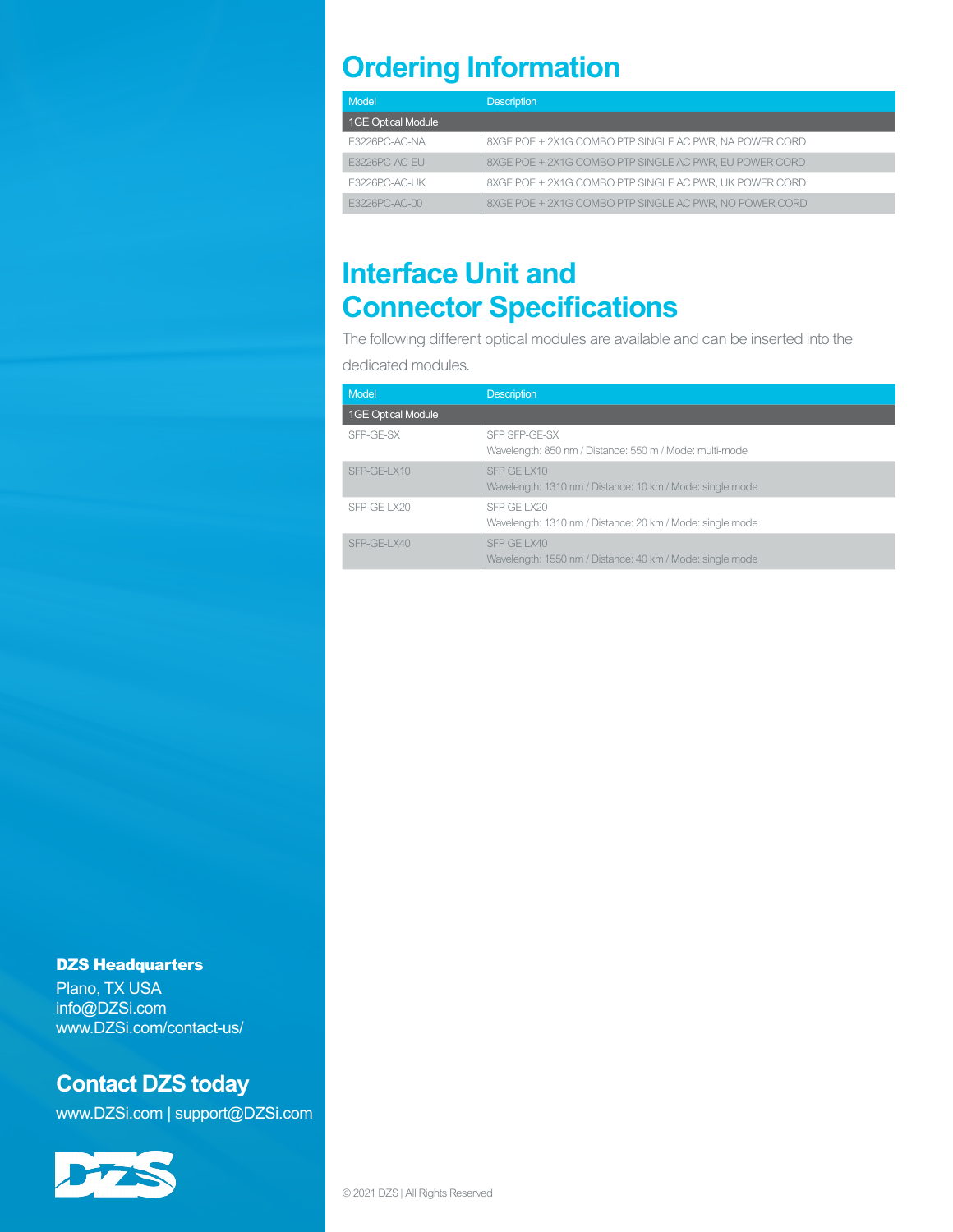## Ordering Information

| Model | Description |
|---|---|
| 1GE Optical Module | |
| E3226PC-AC-NA | 8XGE POE + 2X1G COMBO PTP SINGLE AC PWR, NA POWER CORD |
| E3226PC-AC-EU | 8XGE POE + 2X1G COMBO PTP SINGLE AC PWR, EU POWER CORD |
| E3226PC-AC-UK | 8XGE POE + 2X1G COMBO PTP SINGLE AC PWR, UK POWER CORD |
| E3226PC-AC-00 | 8XGE POE + 2X1G COMBO PTP SINGLE AC PWR, NO POWER CORD |

## Interface Unit and Connector Specifications

The following different optical modules are available and can be inserted into the dedicated modules.

| Model | Description |
|---|---|
| 1GE Optical Module | |
| SFP-GE-SX | SFP SFP-GE-SX<br>Wavelength: 850 nm / Distance: 550 m / Mode: multi-mode |
| SFP-GE-LX10 | SFP GE LX10<br>Wavelength: 1310 nm / Distance: 10 km / Mode: single mode |
| SFP-GE-LX20 | SFP GE LX20<br>Wavelength: 1310 nm / Distance: 20 km / Mode: single mode |
| SFP-GE-LX40 | SFP GE LX40<br>Wavelength: 1550 nm / Distance: 40 km / Mode: single mode |

**DZS Headquarters**
Plano, TX USA
info@DZSi.com
www.DZSi.com/contact-us/

### Contact DZS today

www.DZSi.com | support@DZSi.com

© 2021 DZS | All Rights Reserved